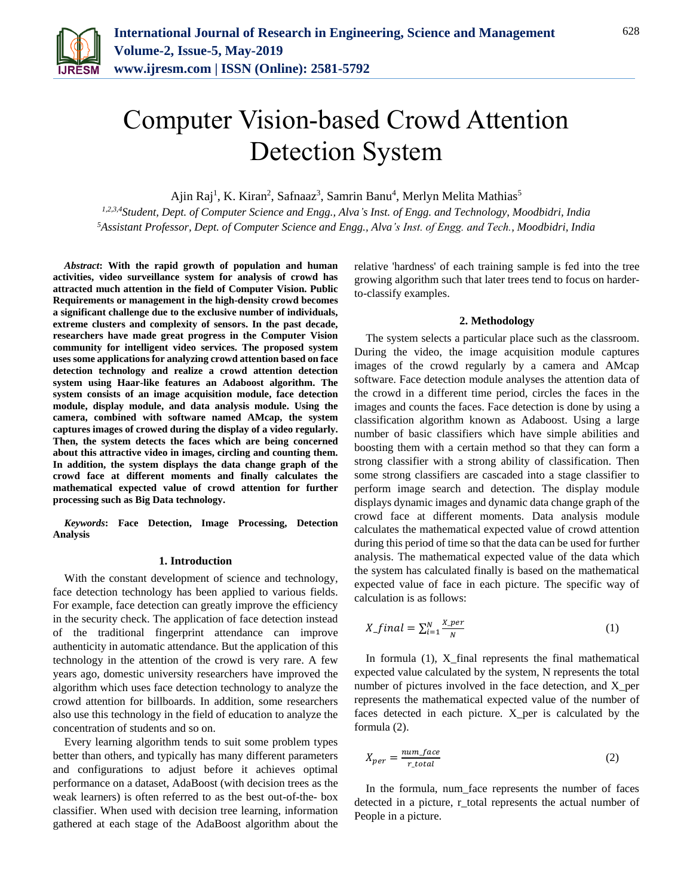# Computer Vision-based Crowd Attention Detection System

Ajin Raj[1], K. Kiran[2], Safnaaz[3], Samrin Banu[4], Merlyn Melita Mathias[5]

[1,2,3,4]*Student, Dept. of Computer Science and Engg., Alva's Inst. of Engg. and Technology, Moodbidri, India*
[5]*Assistant Professor, Dept. of Computer Science and Engg., Alva's Inst. of Engg. and Tech., Moodbidri, India*

***Abstract*: With the rapid growth of population and human activities, video surveillance system for analysis of crowd has attracted much attention in the field of Computer Vision. Public Requirements or management in the high-density crowd becomes a significant challenge due to the exclusive number of individuals, extreme clusters and complexity of sensors. In the past decade, researchers have made great progress in the Computer Vision community for intelligent video services. The proposed system uses some applications for analyzing crowd attention based on face detection technology and realize a crowd attention detection system using Haar-like features an Adaboost algorithm. The system consists of an image acquisition module, face detection module, display module, and data analysis module. Using the camera, combined with software named AMcap, the system captures images of crowed during the display of a video regularly. Then, the system detects the faces which are being concerned about this attractive video in images, circling and counting them. In addition, the system displays the data change graph of the crowd face at different moments and finally calculates the mathematical expected value of crowd attention for further processing such as Big Data technology.**

***Keywords*: Face Detection, Image Processing, Detection Analysis**

## 1. Introduction

With the constant development of science and technology, face detection technology has been applied to various fields. For example, face detection can greatly improve the efficiency in the security check. The application of face detection instead of the traditional fingerprint attendance can improve authenticity in automatic attendance. But the application of this technology in the attention of the crowd is very rare. A few years ago, domestic university researchers have improved the algorithm which uses face detection technology to analyze the crowd attention for billboards. In addition, some researchers also use this technology in the field of education to analyze the concentration of students and so on.

Every learning algorithm tends to suit some problem types better than others, and typically has many different parameters and configurations to adjust before it achieves optimal performance on a dataset, AdaBoost (with decision trees as the weak learners) is often referred to as the best out-of-the- box classifier. When used with decision tree learning, information gathered at each stage of the AdaBoost algorithm about the relative 'hardness' of each training sample is fed into the tree growing algorithm such that later trees tend to focus on harder-to-classify examples.

## 2. Methodology

The system selects a particular place such as the classroom. During the video, the image acquisition module captures images of the crowd regularly by a camera and AMcap software. Face detection module analyses the attention data of the crowd in a different time period, circles the faces in the images and counts the faces. Face detection is done by using a classification algorithm known as Adaboost. Using a large number of basic classifiers which have simple abilities and boosting them with a certain method so that they can form a strong classifier with a strong ability of classification. Then some strong classifiers are cascaded into a stage classifier to perform image search and detection. The display module displays dynamic images and dynamic data change graph of the crowd face at different moments. Data analysis module calculates the mathematical expected value of crowd attention during this period of time so that the data can be used for further analysis. The mathematical expected value of the data which the system has calculated finally is based on the mathematical expected value of face in each picture. The specific way of calculation is as follows:

$$X\_final = \sum_{i=1}^{N} \frac{X\_per}{N} \tag{1}$$

In formula (1), X_final represents the final mathematical expected value calculated by the system, N represents the total number of pictures involved in the face detection, and X_per represents the mathematical expected value of the number of faces detected in each picture. X_per is calculated by the formula (2).

$$X_{per} = \frac{num\_face}{r\_total} \tag{2}$$

In the formula, num_face represents the number of faces detected in a picture, r_total represents the actual number of People in a picture.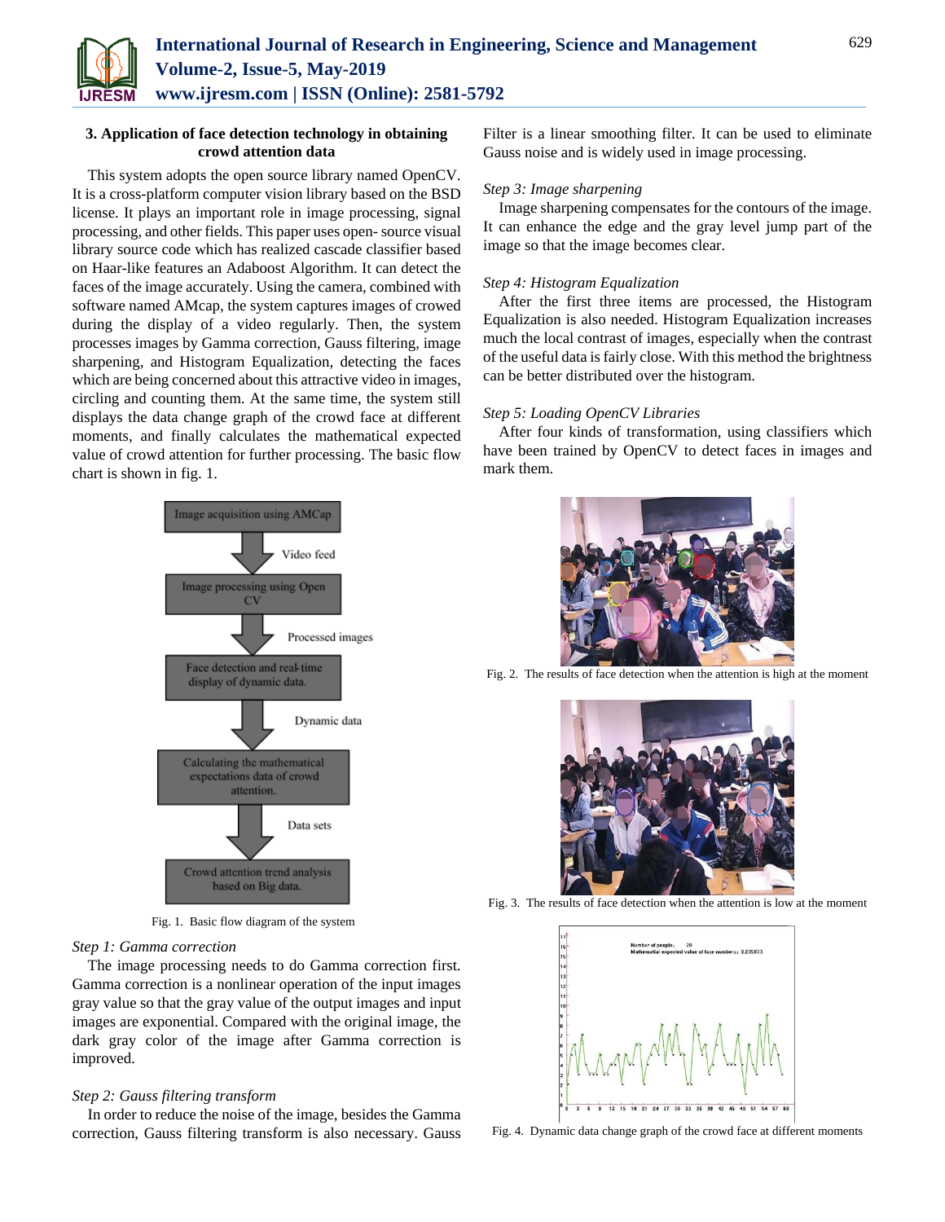### 3. Application of face detection technology in obtaining crowd attention data

This system adopts the open source library named OpenCV. It is a cross-platform computer vision library based on the BSD license. It plays an important role in image processing, signal processing, and other fields. This paper uses open- source visual library source code which has realized cascade classifier based on Haar-like features an Adaboost Algorithm. It can detect the faces of the image accurately. Using the camera, combined with software named AMcap, the system captures images of crowed during the display of a video regularly. Then, the system processes images by Gamma correction, Gauss filtering, image sharpening, and Histogram Equalization, detecting the faces which are being concerned about this attractive video in images, circling and counting them. At the same time, the system still displays the data change graph of the crowd face at different moments, and finally calculates the mathematical expected value of crowd attention for further processing. The basic flow chart is shown in fig. 1.

Fig. 1. Basic flow diagram of the system

*Step 1: Gamma correction*

The image processing needs to do Gamma correction first. Gamma correction is a nonlinear operation of the input images gray value so that the gray value of the output images and input images are exponential. Compared with the original image, the dark gray color of the image after Gamma correction is improved.

*Step 2: Gauss filtering transform*

In order to reduce the noise of the image, besides the Gamma correction, Gauss filtering transform is also necessary. Gauss Filter is a linear smoothing filter. It can be used to eliminate Gauss noise and is widely used in image processing.

*Step 3: Image sharpening*

Image sharpening compensates for the contours of the image. It can enhance the edge and the gray level jump part of the image so that the image becomes clear.

*Step 4: Histogram Equalization*

After the first three items are processed, the Histogram Equalization is also needed. Histogram Equalization increases much the local contrast of images, especially when the contrast of the useful data is fairly close. With this method the brightness can be better distributed over the histogram.

*Step 5: Loading OpenCV Libraries*

After four kinds of transformation, using classifiers which have been trained by OpenCV to detect faces in images and mark them.

Fig. 2. The results of face detection when the attention is high at the moment

Fig. 3. The results of face detection when the attention is low at the moment

Fig. 4. Dynamic data change graph of the crowd face at different moments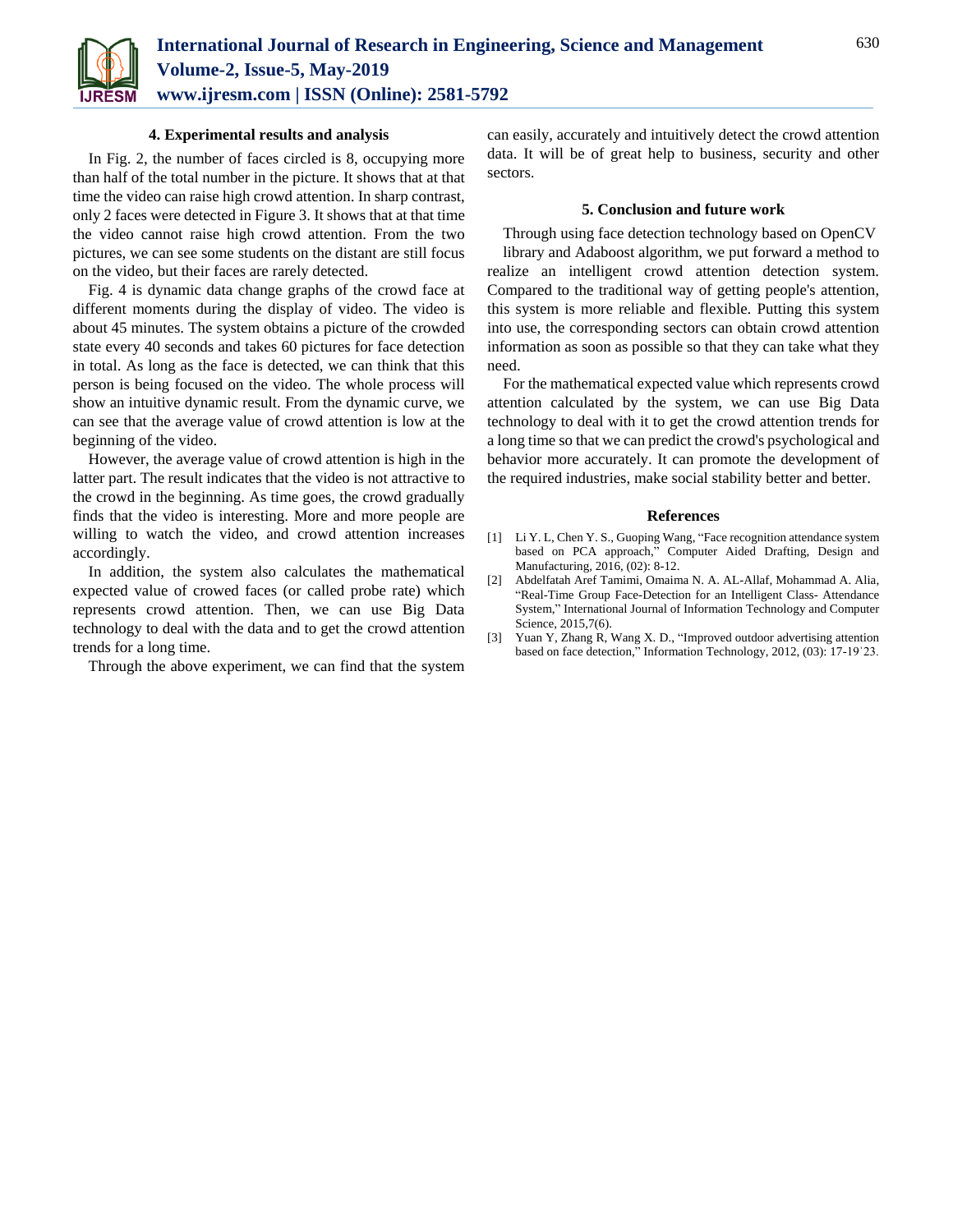## 4. Experimental results and analysis

In Fig. 2, the number of faces circled is 8, occupying more than half of the total number in the picture. It shows that at that time the video can raise high crowd attention. In sharp contrast, only 2 faces were detected in Figure 3. It shows that at that time the video cannot raise high crowd attention. From the two pictures, we can see some students on the distant are still focus on the video, but their faces are rarely detected.

Fig. 4 is dynamic data change graphs of the crowd face at different moments during the display of video. The video is about 45 minutes. The system obtains a picture of the crowded state every 40 seconds and takes 60 pictures for face detection in total. As long as the face is detected, we can think that this person is being focused on the video. The whole process will show an intuitive dynamic result. From the dynamic curve, we can see that the average value of crowd attention is low at the beginning of the video.

However, the average value of crowd attention is high in the latter part. The result indicates that the video is not attractive to the crowd in the beginning. As time goes, the crowd gradually finds that the video is interesting. More and more people are willing to watch the video, and crowd attention increases accordingly.

In addition, the system also calculates the mathematical expected value of crowed faces (or called probe rate) which represents crowd attention. Then, we can use Big Data technology to deal with the data and to get the crowd attention trends for a long time.

Through the above experiment, we can find that the system can easily, accurately and intuitively detect the crowd attention data. It will be of great help to business, security and other sectors.

## 5. Conclusion and future work

Through using face detection technology based on OpenCV library and Adaboost algorithm, we put forward a method to realize an intelligent crowd attention detection system. Compared to the traditional way of getting people's attention, this system is more reliable and flexible. Putting this system into use, the corresponding sectors can obtain crowd attention information as soon as possible so that they can take what they need.

For the mathematical expected value which represents crowd attention calculated by the system, we can use Big Data technology to deal with it to get the crowd attention trends for a long time so that we can predict the crowd's psychological and behavior more accurately. It can promote the development of the required industries, make social stability better and better.

## References

[1] Li Y. L, Chen Y. S., Guoping Wang, "Face recognition attendance system based on PCA approach," Computer Aided Drafting, Design and Manufacturing, 2016, (02): 8-12.

[2] Abdelfatah Aref Tamimi, Omaima N. A. AL-Allaf, Mohammad A. Alia, "Real-Time Group Face-Detection for an Intelligent Class- Attendance System," International Journal of Information Technology and Computer Science, 2015,7(6).

[3] Yuan Y, Zhang R, Wang X. D., "Improved outdoor advertising attention based on face detection," Information Technology, 2012, (03): 17-19`23.